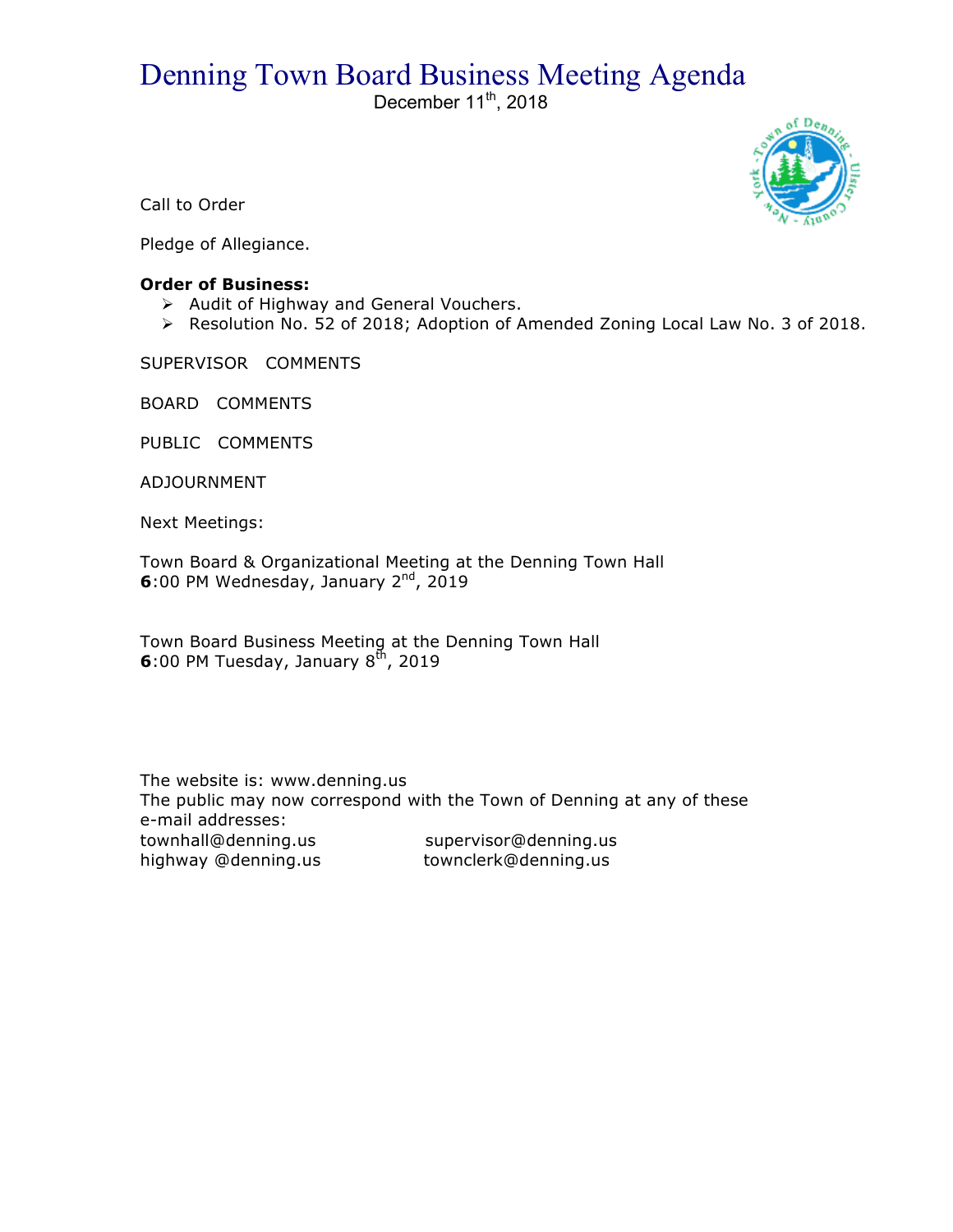# Denning Town Board Business Meeting Agenda

December 11th, 2018

Call to Order

Pledge of Allegiance.

**Order of Business:**

- Audit of Highway and General Vouchers.
- Resolution No. 52 of 2018; Adoption of Amended Zoning Local Law No. 3 of 2018.

SUPERVISOR COMMENTS

BOARD COMMENTS

PUBLIC COMMENTS

ADJOURNMENT

Next Meetings:

Town Board & Organizational Meeting at the Denning Town Hall
**6**:00 PM Wednesday, January 2nd, 2019

Town Board Business Meeting at the Denning Town Hall
**6**:00 PM Tuesday, January 8th, 2019

The website is: www.denning.us
The public may now correspond with the Town of Denning at any of these e-mail addresses:

townhall@denning.us supervisor@denning.us
highway @denning.us townclerk@denning.us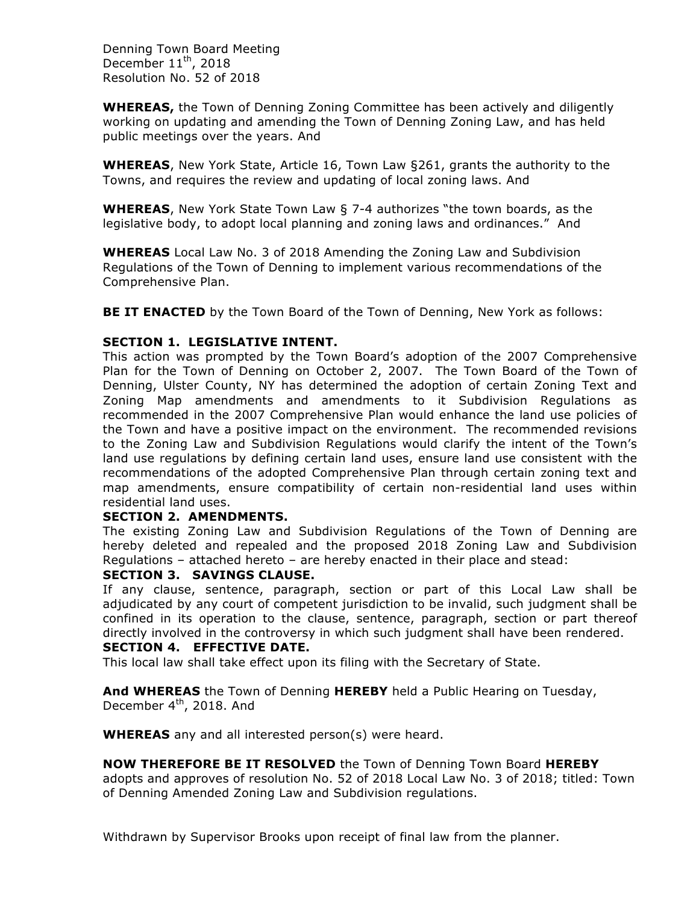Denning Town Board Meeting
December 11th, 2018
Resolution No. 52 of 2018

**WHEREAS,** the Town of Denning Zoning Committee has been actively and diligently working on updating and amending the Town of Denning Zoning Law, and has held public meetings over the years. And

**WHEREAS**, New York State, Article 16, Town Law §261, grants the authority to the Towns, and requires the review and updating of local zoning laws. And

**WHEREAS**, New York State Town Law § 7-4 authorizes "the town boards, as the legislative body, to adopt local planning and zoning laws and ordinances." And

**WHEREAS** Local Law No. 3 of 2018 Amending the Zoning Law and Subdivision Regulations of the Town of Denning to implement various recommendations of the Comprehensive Plan.

**BE IT ENACTED** by the Town Board of the Town of Denning, New York as follows:

**SECTION 1. LEGISLATIVE INTENT.**

This action was prompted by the Town Board's adoption of the 2007 Comprehensive Plan for the Town of Denning on October 2, 2007. The Town Board of the Town of Denning, Ulster County, NY has determined the adoption of certain Zoning Text and Zoning Map amendments and amendments to it Subdivision Regulations as recommended in the 2007 Comprehensive Plan would enhance the land use policies of the Town and have a positive impact on the environment. The recommended revisions to the Zoning Law and Subdivision Regulations would clarify the intent of the Town's land use regulations by defining certain land uses, ensure land use consistent with the recommendations of the adopted Comprehensive Plan through certain zoning text and map amendments, ensure compatibility of certain non-residential land uses within residential land uses.

**SECTION 2. AMENDMENTS.**

The existing Zoning Law and Subdivision Regulations of the Town of Denning are hereby deleted and repealed and the proposed 2018 Zoning Law and Subdivision Regulations – attached hereto – are hereby enacted in their place and stead:

**SECTION 3. SAVINGS CLAUSE.**

If any clause, sentence, paragraph, section or part of this Local Law shall be adjudicated by any court of competent jurisdiction to be invalid, such judgment shall be confined in its operation to the clause, sentence, paragraph, section or part thereof directly involved in the controversy in which such judgment shall have been rendered.

**SECTION 4. EFFECTIVE DATE.**

This local law shall take effect upon its filing with the Secretary of State.

**And WHEREAS** the Town of Denning **HEREBY** held a Public Hearing on Tuesday, December 4th, 2018. And

**WHEREAS** any and all interested person(s) were heard.

**NOW THEREFORE BE IT RESOLVED** the Town of Denning Town Board **HEREBY** adopts and approves of resolution No. 52 of 2018 Local Law No. 3 of 2018; titled: Town of Denning Amended Zoning Law and Subdivision regulations.

Withdrawn by Supervisor Brooks upon receipt of final law from the planner.